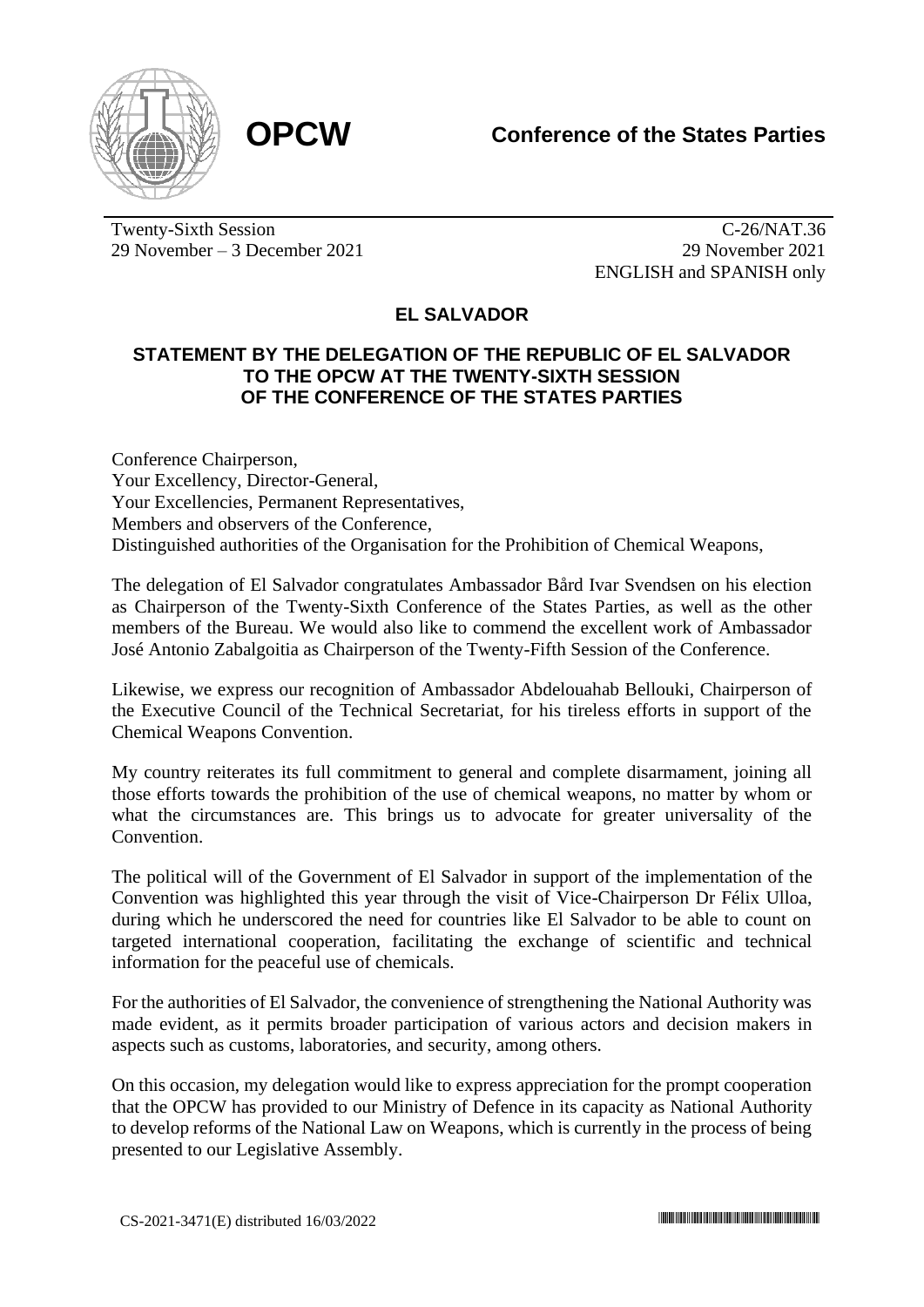**OPCW**

**Conference of the States Parties**

Twenty-Sixth Session
29 November – 3 December 2021

C-26/NAT.36
29 November 2021
ENGLISH and SPANISH only

## EL SALVADOR

### STATEMENT BY THE DELEGATION OF THE REPUBLIC OF EL SALVADOR TO THE OPCW AT THE TWENTY-SIXTH SESSION OF THE CONFERENCE OF THE STATES PARTIES

Conference Chairperson,
Your Excellency, Director-General,
Your Excellencies, Permanent Representatives,
Members and observers of the Conference,
Distinguished authorities of the Organisation for the Prohibition of Chemical Weapons,

The delegation of El Salvador congratulates Ambassador Bård Ivar Svendsen on his election as Chairperson of the Twenty-Sixth Conference of the States Parties, as well as the other members of the Bureau. We would also like to commend the excellent work of Ambassador José Antonio Zabalgoitia as Chairperson of the Twenty-Fifth Session of the Conference.

Likewise, we express our recognition of Ambassador Abdelouahab Bellouki, Chairperson of the Executive Council of the Technical Secretariat, for his tireless efforts in support of the Chemical Weapons Convention.

My country reiterates its full commitment to general and complete disarmament, joining all those efforts towards the prohibition of the use of chemical weapons, no matter by whom or what the circumstances are. This brings us to advocate for greater universality of the Convention.

The political will of the Government of El Salvador in support of the implementation of the Convention was highlighted this year through the visit of Vice-Chairperson Dr Félix Ulloa, during which he underscored the need for countries like El Salvador to be able to count on targeted international cooperation, facilitating the exchange of scientific and technical information for the peaceful use of chemicals.

For the authorities of El Salvador, the convenience of strengthening the National Authority was made evident, as it permits broader participation of various actors and decision makers in aspects such as customs, laboratories, and security, among others.

On this occasion, my delegation would like to express appreciation for the prompt cooperation that the OPCW has provided to our Ministry of Defence in its capacity as National Authority to develop reforms of the National Law on Weapons, which is currently in the process of being presented to our Legislative Assembly.

CS-2021-3471(E) distributed 16/03/2022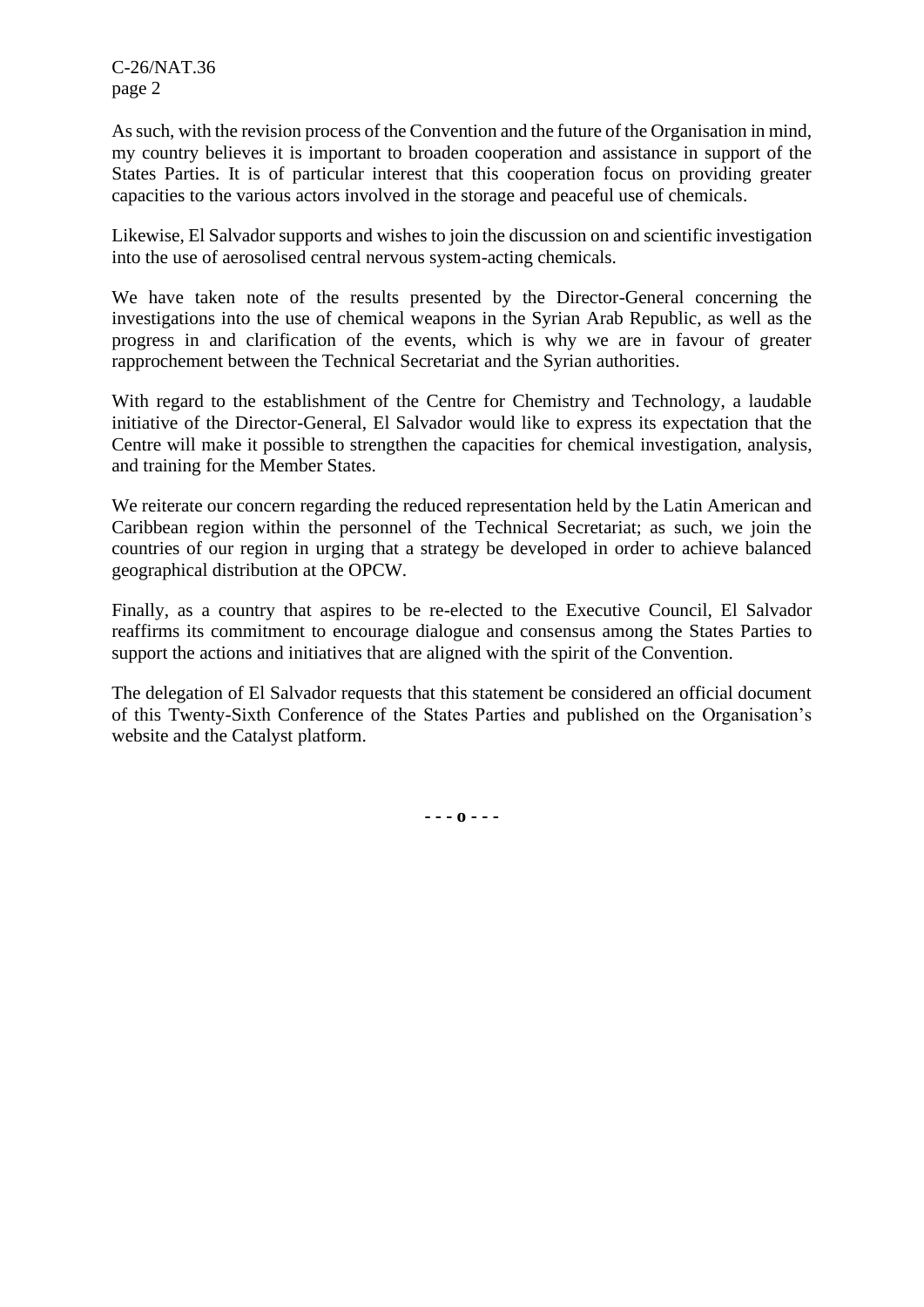As such, with the revision process of the Convention and the future of the Organisation in mind, my country believes it is important to broaden cooperation and assistance in support of the States Parties. It is of particular interest that this cooperation focus on providing greater capacities to the various actors involved in the storage and peaceful use of chemicals.

Likewise, El Salvador supports and wishes to join the discussion on and scientific investigation into the use of aerosolised central nervous system-acting chemicals.

We have taken note of the results presented by the Director-General concerning the investigations into the use of chemical weapons in the Syrian Arab Republic, as well as the progress in and clarification of the events, which is why we are in favour of greater rapprochement between the Technical Secretariat and the Syrian authorities.

With regard to the establishment of the Centre for Chemistry and Technology, a laudable initiative of the Director-General, El Salvador would like to express its expectation that the Centre will make it possible to strengthen the capacities for chemical investigation, analysis, and training for the Member States.

We reiterate our concern regarding the reduced representation held by the Latin American and Caribbean region within the personnel of the Technical Secretariat; as such, we join the countries of our region in urging that a strategy be developed in order to achieve balanced geographical distribution at the OPCW.

Finally, as a country that aspires to be re-elected to the Executive Council, El Salvador reaffirms its commitment to encourage dialogue and consensus among the States Parties to support the actions and initiatives that are aligned with the spirit of the Convention.

The delegation of El Salvador requests that this statement be considered an official document of this Twenty-Sixth Conference of the States Parties and published on the Organisation's website and the Catalyst platform.

**- - - o - - -**